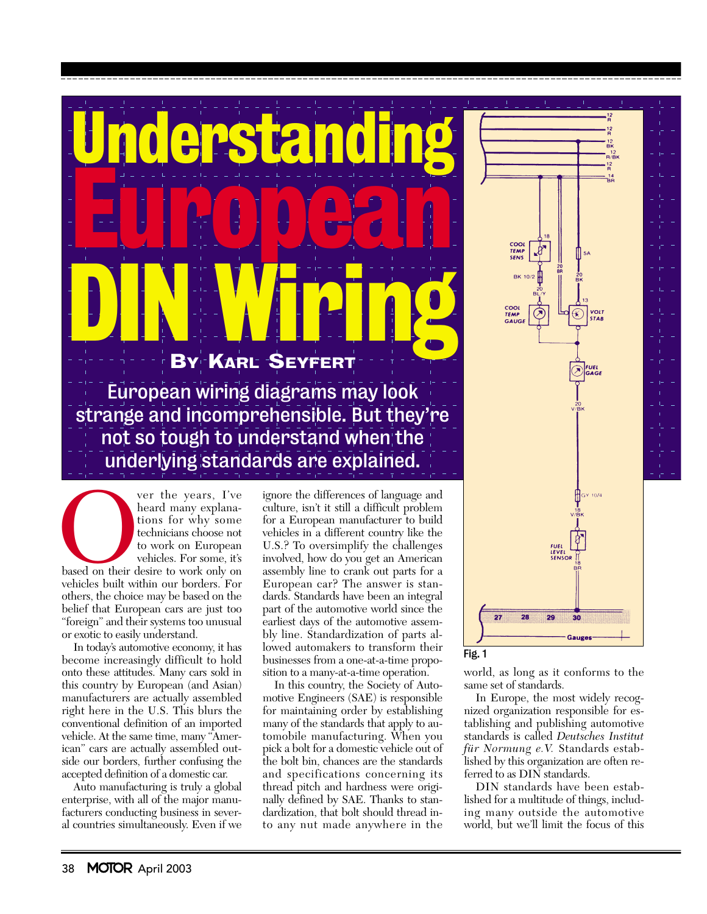# Understanding European DIN Wiring

**By Karl Seyfert**

**European wiring diagrams may look strange and incomprehensible. But they're not so tough to understand when the underlying standards are explained.**

Over the years, I've heard many explanations for why some technicians choose not to work on European vehicles. For some, it's based on their desire to work only on vehicles built within our borders. For others, the choice may be based on the belief that European cars are just too "foreign" and their systems too unusual or exotic to easily understand.

In today's automotive economy, it has become increasingly difficult to hold onto these attitudes. Many cars sold in this country by European (and Asian) manufacturers are actually assembled right here in the U.S. This blurs the conventional definition of an imported vehicle. At the same time, many "American" cars are actually assembled outside our borders, further confusing the accepted definition of a domestic car.

Auto manufacturing is truly a global enterprise, with all of the major manufacturers conducting business in several countries simultaneously. Even if we ignore the differences of language and culture, isn't it still a difficult problem for a European manufacturer to build vehicles in a different country like the U.S.? To oversimplify the challenges involved, how do you get an American assembly line to crank out parts for a European car? The answer is standards. Standards have been an integral part of the automotive world since the earliest days of the automotive assembly line. Standardization of parts allowed automakers to transform their businesses from a one-at-a-time proposition to a many-at-a-time operation.

In this country, the Society of Automotive Engineers (SAE) is responsible for maintaining order by establishing many of the standards that apply to automobile manufacturing. When you pick a bolt for a domestic vehicle out of the bolt bin, chances are the standards and specifications concerning its thread pitch and hardness were originally defined by SAE. Thanks to standardization, that bolt should thread into any nut made anywhere in the world, as long as it conforms to the same set of standards.

In Europe, the most widely recognized organization responsible for establishing and publishing automotive standards is called *Deutsches Institut für Normung e.V.* Standards established by this organization are often referred to as DIN standards.

DIN standards have been established for a multitude of things, including many outside the automotive world, but we'll limit the focus of this

Fig. 1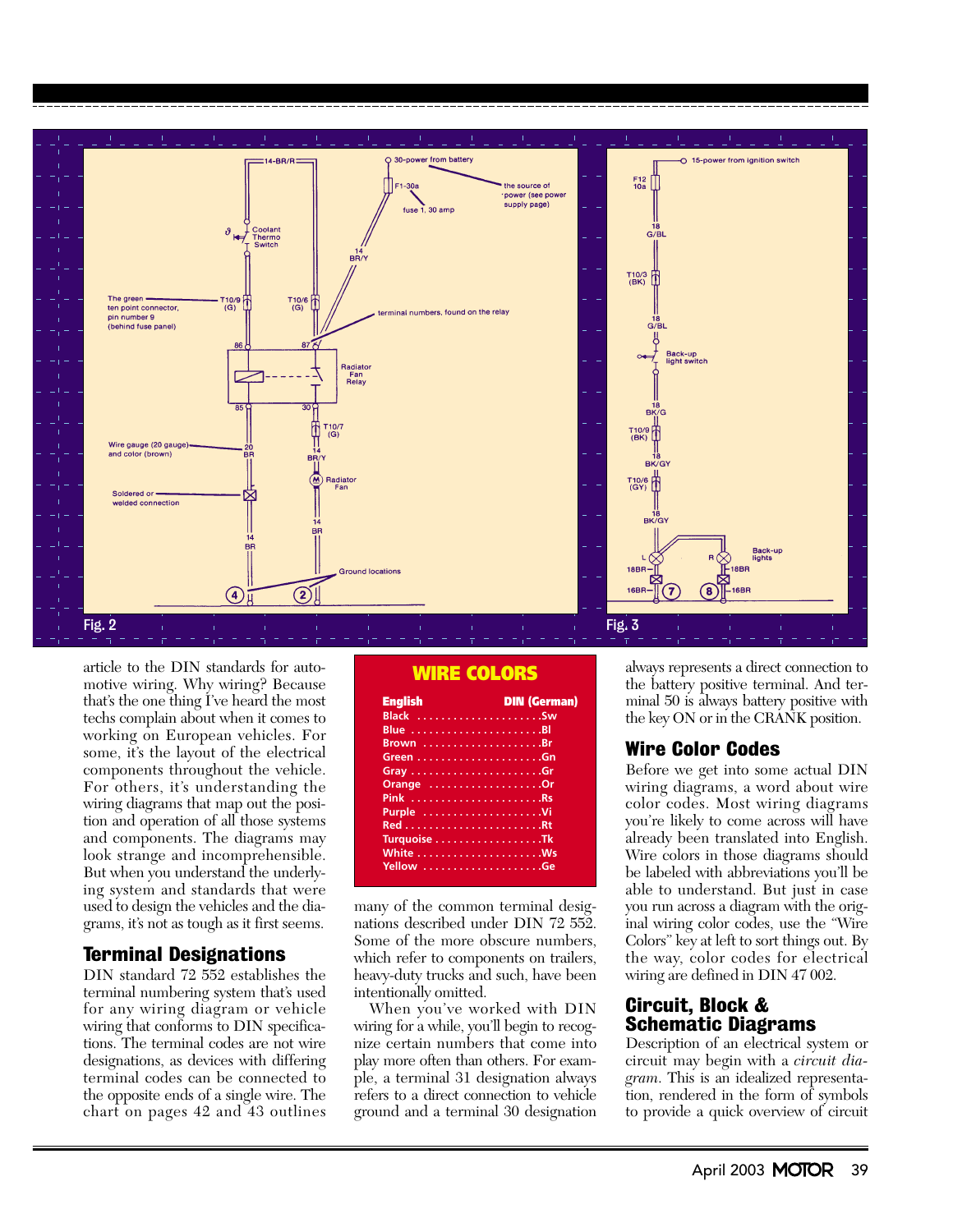Fig. 2

Fig. 3

article to the DIN standards for automotive wiring. Why wiring? Because that's the one thing I've heard the most techs complain about when it comes to working on European vehicles. For some, it's the layout of the electrical components throughout the vehicle. For others, it's understanding the wiring diagrams that map out the position and operation of all those systems and components. The diagrams may look strange and incomprehensible. But when you understand the underlying system and standards that were used to design the vehicles and the diagrams, it's not as tough as it first seems.

## Terminal Designations

DIN standard 72 552 establishes the terminal numbering system that's used for any wiring diagram or vehicle wiring that conforms to DIN specifications. The terminal codes are not wire designations, as devices with differing terminal codes can be connected to the opposite ends of a single wire. The chart on pages 42 and 43 outlines many of the common terminal designations described under DIN 72 552. Some of the more obscure numbers, which refer to components on trailers, heavy-duty trucks and such, have been intentionally omitted.

When you've worked with DIN wiring for a while, you'll begin to recognize certain numbers that come into play more often than others. For example, a terminal 31 designation always refers to a direct connection to vehicle ground and a terminal 30 designation always represents a direct connection to the battery positive terminal. And terminal 50 is always battery positive with the key ON or in the CRANK position.

### WIRE COLORS

| English | DIN (German) |
|---|---|
| Black | Sw |
| Blue | Bl |
| Brown | Br |
| Green | Gn |
| Gray | Gr |
| Orange | Or |
| Pink | Rs |
| Purple | Vi |
| Red | Rt |
| Turquoise | Tk |
| White | Ws |
| Yellow | Ge |

## Wire Color Codes

Before we get into some actual DIN wiring diagrams, a word about wire color codes. Most wiring diagrams you're likely to come across will have already been translated into English. Wire colors in those diagrams should be labeled with abbreviations you'll be able to understand. But just in case you run across a diagram with the original wiring color codes, use the "Wire Colors" key at left to sort things out. By the way, color codes for electrical wiring are defined in DIN 47 002.

## Circuit, Block & Schematic Diagrams

Description of an electrical system or circuit may begin with a *circuit diagram*. This is an idealized representation, rendered in the form of symbols to provide a quick overview of circuit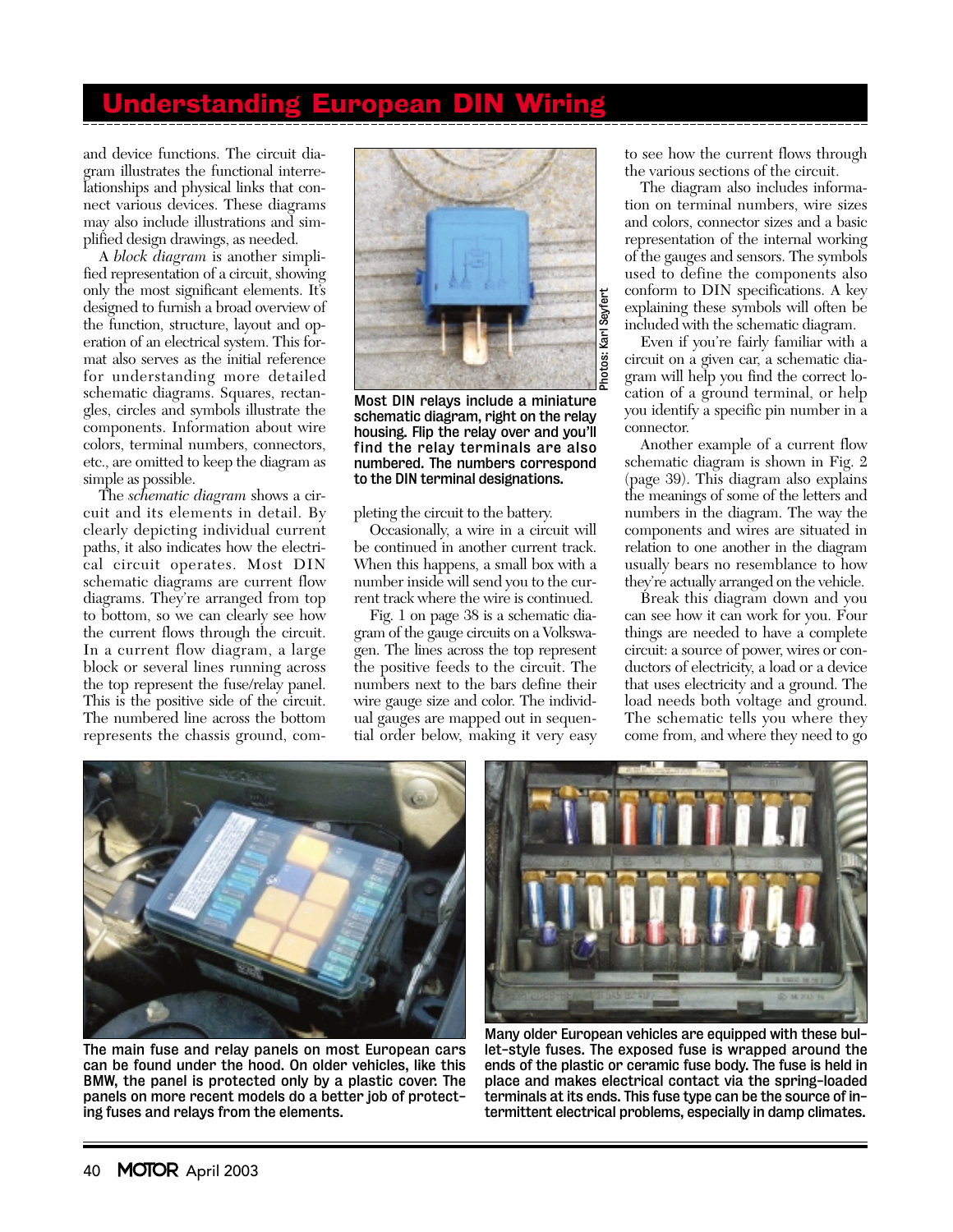and device functions. The circuit diagram illustrates the functional interrelationships and physical links that connect various devices. These diagrams may also include illustrations and simplified design drawings, as needed.

A *block diagram* is another simplified representation of a circuit, showing only the most significant elements. It's designed to furnish a broad overview of the function, structure, layout and operation of an electrical system. This format also serves as the initial reference for understanding more detailed schematic diagrams. Squares, rectangles, circles and symbols illustrate the components. Information about wire colors, terminal numbers, connectors, etc., are omitted to keep the diagram as simple as possible.

The *schematic diagram* shows a circuit and its elements in detail. By clearly depicting individual current paths, it also indicates how the electrical circuit operates. Most DIN schematic diagrams are current flow diagrams. They're arranged from top to bottom, so we can clearly see how the current flows through the circuit. In a current flow diagram, a large block or several lines running across the top represent the fuse/relay panel. This is the positive side of the circuit. The numbered line across the bottom represents the chassis ground, completing the circuit to the battery.

**Most DIN relays include a miniature schematic diagram, right on the relay housing. Flip the relay over and you'll find the relay terminals are also numbered. The numbers correspond to the DIN terminal designations.**

Photos: Karl Seyfert

Occasionally, a wire in a circuit will be continued in another current track. When this happens, a small box with a number inside will send you to the current track where the wire is continued.

Fig. 1 on page 38 is a schematic diagram of the gauge circuits on a Volkswagen. The lines across the top represent the positive feeds to the circuit. The numbers next to the bars define their wire gauge size and color. The individual gauges are mapped out in sequential order below, making it very easy to see how the current flows through the various sections of the circuit.

The diagram also includes information on terminal numbers, wire sizes and colors, connector sizes and a basic representation of the internal working of the gauges and sensors. The symbols used to define the components also conform to DIN specifications. A key explaining these symbols will often be included with the schematic diagram.

Even if you're fairly familiar with a circuit on a given car, a schematic diagram will help you find the correct location of a ground terminal, or help you identify a specific pin number in a connector.

Another example of a current flow schematic diagram is shown in Fig. 2 (page 39). This diagram also explains the meanings of some of the letters and numbers in the diagram. The way the components and wires are situated in relation to one another in the diagram usually bears no resemblance to how they're actually arranged on the vehicle.

Break this diagram down and you can see how it can work for you. Four things are needed to have a complete circuit: a source of power, wires or conductors of electricity, a load or a device that uses electricity and a ground. The load needs both voltage and ground. The schematic tells you where they come from, and where they need to go

**The main fuse and relay panels on most European cars can be found under the hood. On older vehicles, like this BMW, the panel is protected only by a plastic cover. The panels on more recent models do a better job of protecting fuses and relays from the elements.**

**Many older European vehicles are equipped with these bullet-style fuses. The exposed fuse is wrapped around the ends of the plastic or ceramic fuse body. The fuse is held in place and makes electrical contact via the spring-loaded terminals at its ends. This fuse type can be the source of intermittent electrical problems, especially in damp climates.**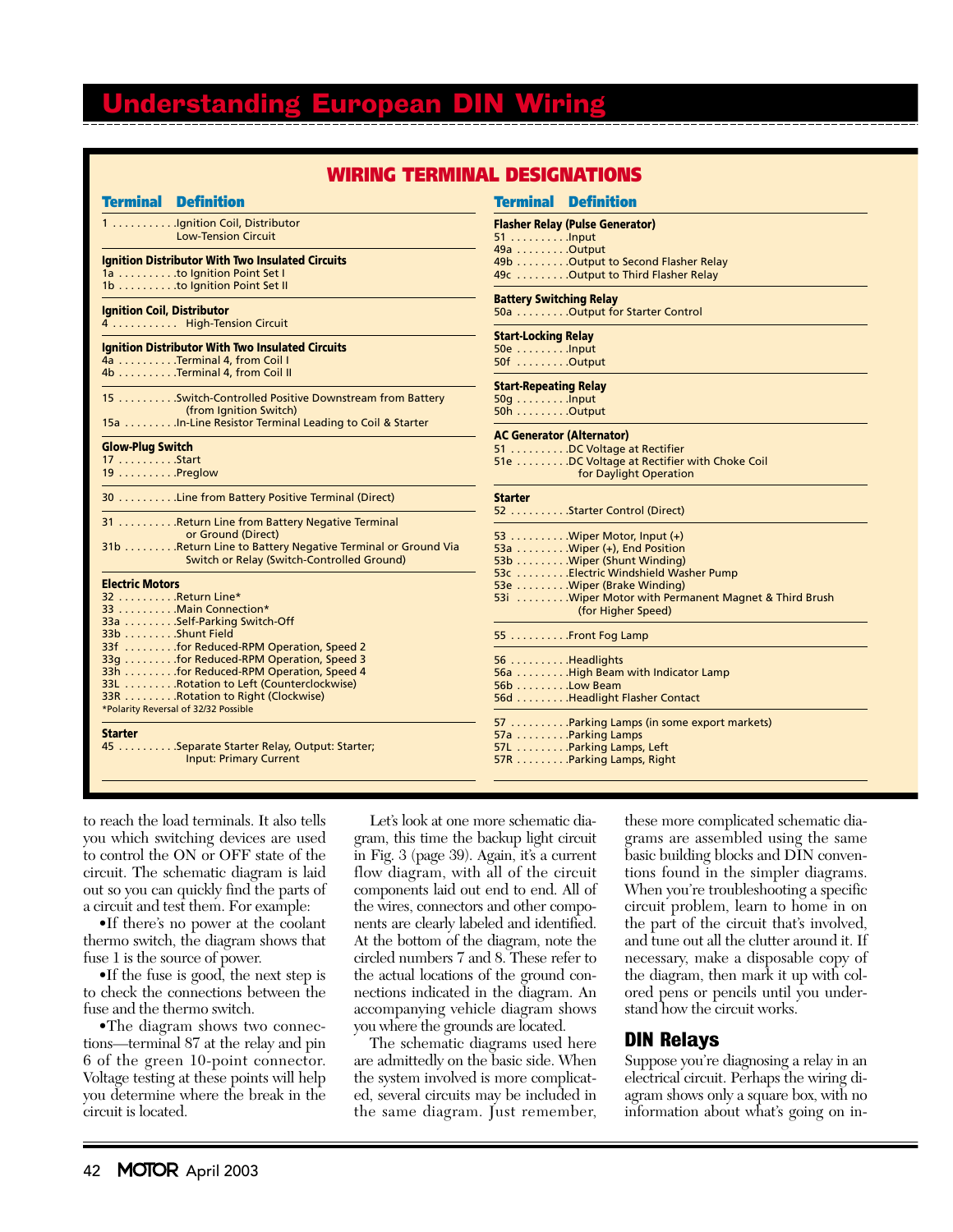# Understanding European DIN Wiring

## WIRING TERMINAL DESIGNATIONS

| Terminal | Definition |
|---|---|
| 1 | Ignition Coil, Distributor Low-Tension Circuit |
| **Ignition Distributor With Two Insulated Circuits** | |
| 1a | to Ignition Point Set I |
| 1b | to Ignition Point Set II |
| **Ignition Coil, Distributor** | |
| 4 | High-Tension Circuit |
| **Ignition Distributor With Two Insulated Circuits** | |
| 4a | Terminal 4, from Coil I |
| 4b | Terminal 4, from Coil II |
| 15 | Switch-Controlled Positive Downstream from Battery (from Ignition Switch) |
| 15a | In-Line Resistor Terminal Leading to Coil & Starter |
| **Glow-Plug Switch** | |
| 17 | Start |
| 19 | Preglow |
| 30 | Line from Battery Positive Terminal (Direct) |
| 31 | Return Line from Battery Negative Terminal or Ground (Direct) |
| 31b | Return Line to Battery Negative Terminal or Ground Via Switch or Relay (Switch-Controlled Ground) |
| **Electric Motors** | |
| 32 | Return Line* |
| 33 | Main Connection* |
| 33a | Self-Parking Switch-Off |
| 33b | Shunt Field |
| 33f | for Reduced-RPM Operation, Speed 2 |
| 33g | for Reduced-RPM Operation, Speed 3 |
| 33h | for Reduced-RPM Operation, Speed 4 |
| 33L | Rotation to Left (Counterclockwise) |
| 33R | Rotation to Right (Clockwise) |
| **Starter** | |
| 45 | Separate Starter Relay, Output: Starter; Input: Primary Current |
| **Flasher Relay (Pulse Generator)** | |
| 51 | Input |
| 49a | Output |
| 49b | Output to Second Flasher Relay |
| 49c | Output to Third Flasher Relay |
| **Battery Switching Relay** | |
| 50a | Output for Starter Control |
| **Start-Locking Relay** | |
| 50e | Input |
| 50f | Output |
| **Start-Repeating Relay** | |
| 50g | Input |
| 50h | Output |
| **AC Generator (Alternator)** | |
| 51 | DC Voltage at Rectifier |
| 51e | DC Voltage at Rectifier with Choke Coil for Daylight Operation |
| **Starter** | |
| 52 | Starter Control (Direct) |
| 53 | Wiper Motor, Input (+) |
| 53a | Wiper (+), End Position |
| 53b | Wiper (Shunt Winding) |
| 53c | Electric Windshield Washer Pump |
| 53e | Wiper (Brake Winding) |
| 53i | Wiper Motor with Permanent Magnet & Third Brush (for Higher Speed) |
| 55 | Front Fog Lamp |
| 56 | Headlights |
| 56a | High Beam with Indicator Lamp |
| 56b | Low Beam |
| 56d | Headlight Flasher Contact |
| 57 | Parking Lamps (in some export markets) |
| 57a | Parking Lamps |
| 57L | Parking Lamps, Left |
| 57R | Parking Lamps, Right |

*Polarity Reversal of 32/32 Possible

to reach the load terminals. It also tells you which switching devices are used to control the ON or OFF state of the circuit. The schematic diagram is laid out so you can quickly find the parts of a circuit and test them. For example:

- If there's no power at the coolant thermo switch, the diagram shows that fuse 1 is the source of power.
- If the fuse is good, the next step is to check the connections between the fuse and the thermo switch.
- The diagram shows two connections—terminal 87 at the relay and pin 6 of the green 10-point connector. Voltage testing at these points will help you determine where the break in the circuit is located.

Let's look at one more schematic diagram, this time the backup light circuit in Fig. 3 (page 39). Again, it's a current flow diagram, with all of the circuit components laid out end to end. All of the wires, connectors and other components are clearly labeled and identified. At the bottom of the diagram, note the circled numbers 7 and 8. These refer to the actual locations of the ground connections indicated in the diagram. An accompanying vehicle diagram shows you where the grounds are located.

The schematic diagrams used here are admittedly on the basic side. When the system involved is more complicated, several circuits may be included in the same diagram. Just remember, these more complicated schematic diagrams are assembled using the same basic building blocks and DIN conventions found in the simpler diagrams. When you're troubleshooting a specific circuit problem, learn to home in on the part of the circuit that's involved, and tune out all the clutter around it. If necessary, make a disposable copy of the diagram, then mark it up with colored pens or pencils until you understand how the circuit works.

## DIN Relays

Suppose you're diagnosing a relay in an electrical circuit. Perhaps the wiring diagram shows only a square box, with no information about what's going on in-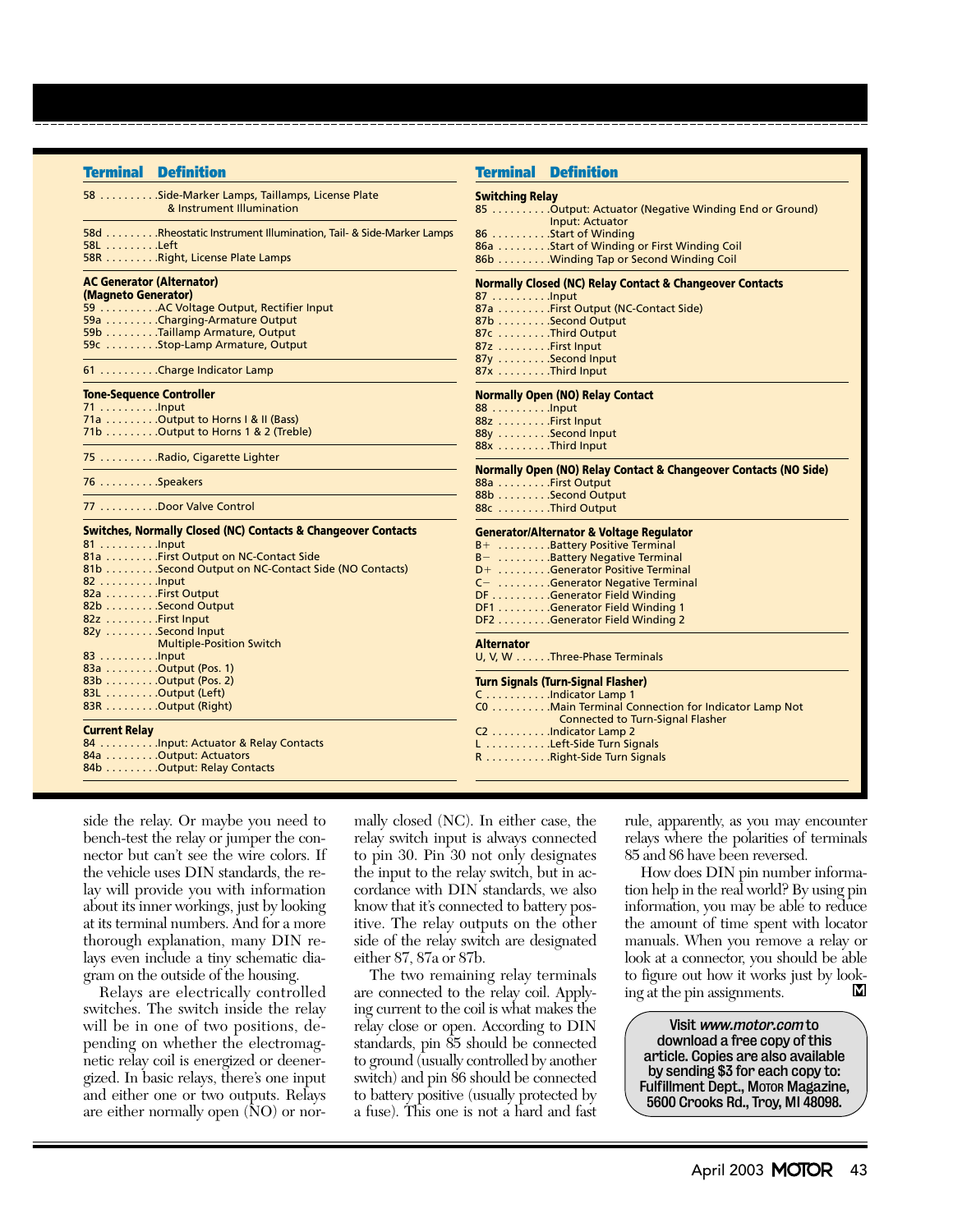| Terminal | Definition |
|---|---|
| 58 | Side-Marker Lamps, Taillamps, License Plate & Instrument Illumination |
| 58d | Rheostatic Instrument Illumination, Tail- & Side-Marker Lamps |
| 58L | Left |
| 58R | Right, License Plate Lamps |
| **AC Generator (Alternator) (Magneto Generator)** | |
| 59 | AC Voltage Output, Rectifier Input |
| 59a | Charging-Armature Output |
| 59b | Taillamp Armature, Output |
| 59c | Stop-Lamp Armature, Output |
| 61 | Charge Indicator Lamp |
| **Tone-Sequence Controller** | |
| 71 | Input |
| 71a | Output to Horns I & II (Bass) |
| 71b | Output to Horns 1 & 2 (Treble) |
| 75 | Radio, Cigarette Lighter |
| 76 | Speakers |
| 77 | Door Valve Control |
| **Switches, Normally Closed (NC) Contacts & Changeover Contacts** | |
| 81 | Input |
| 81a | First Output on NC-Contact Side |
| 81b | Second Output on NC-Contact Side (NO Contacts) |
| 82 | Input |
| 82a | First Output |
| 82b | Second Output |
| 82z | First Input |
| 82y | Second Input |
| | Multiple-Position Switch |
| 83 | Input |
| 83a | Output (Pos. 1) |
| 83b | Output (Pos. 2) |
| 83L | Output (Left) |
| 83R | Output (Right) |
| **Current Relay** | |
| 84 | Input: Actuator & Relay Contacts |
| 84a | Output: Actuators |
| 84b | Output: Relay Contacts |

| Terminal | Definition |
|---|---|
| **Switching Relay** | |
| 85 | Output: Actuator (Negative Winding End or Ground) Input: Actuator |
| 86 | Start of Winding |
| 86a | Start of Winding or First Winding Coil |
| 86b | Winding Tap or Second Winding Coil |
| **Normally Closed (NC) Relay Contact & Changeover Contacts** | |
| 87 | Input |
| 87a | First Output (NC-Contact Side) |
| 87b | Second Output |
| 87c | Third Output |
| 87z | First Input |
| 87y | Second Input |
| 87x | Third Input |
| **Normally Open (NO) Relay Contact** | |
| 88 | Input |
| 88z | First Input |
| 88y | Second Input |
| 88x | Third Input |
| **Normally Open (NO) Relay Contact & Changeover Contacts (NO Side)** | |
| 88a | First Output |
| 88b | Second Output |
| 88c | Third Output |
| **Generator/Alternator & Voltage Regulator** | |
| B+ | Battery Positive Terminal |
| B− | Battery Negative Terminal |
| D+ | Generator Positive Terminal |
| C− | Generator Negative Terminal |
| DF | Generator Field Winding |
| DF1 | Generator Field Winding 1 |
| DF2 | Generator Field Winding 2 |
| **Alternator** | |
| U, V, W | Three-Phase Terminals |
| **Turn Signals (Turn-Signal Flasher)** | |
| C | Indicator Lamp 1 |
| C0 | Main Terminal Connection for Indicator Lamp Not Connected to Turn-Signal Flasher |
| C2 | Indicator Lamp 2 |
| L | Left-Side Turn Signals |
| R | Right-Side Turn Signals |

side the relay. Or maybe you need to bench-test the relay or jumper the connector but can't see the wire colors. If the vehicle uses DIN standards, the relay will provide you with information about its inner workings, just by looking at its terminal numbers. And for a more thorough explanation, many DIN relays even include a tiny schematic diagram on the outside of the housing.

Relays are electrically controlled switches. The switch inside the relay will be in one of two positions, depending on whether the electromagnetic relay coil is energized or deenergized. In basic relays, there's one input and either one or two outputs. Relays are either normally open (NO) or normally closed (NC). In either case, the relay switch input is always connected to pin 30. Pin 30 not only designates the input to the relay switch, but in accordance with DIN standards, we also know that it's connected to battery positive. The relay outputs on the other side of the relay switch are designated either 87, 87a or 87b.

The two remaining relay terminals are connected to the relay coil. Applying current to the coil is what makes the relay close or open. According to DIN standards, pin 85 should be connected to ground (usually controlled by another switch) and pin 86 should be connected to battery positive (usually protected by a fuse). This one is not a hard and fast rule, apparently, as you may encounter relays where the polarities of terminals 85 and 86 have been reversed.

How does DIN pin number information help in the real world? By using pin information, you may be able to reduce the amount of time spent with locator manuals. When you remove a relay or look at a connector, you should be able to figure out how it works just by looking at the pin assignments.

**Visit *www.motor.com* to download a free copy of this article. Copies are also available by sending $3 for each copy to: Fulfillment Dept., MOTOR Magazine, 5600 Crooks Rd., Troy, MI 48098.**